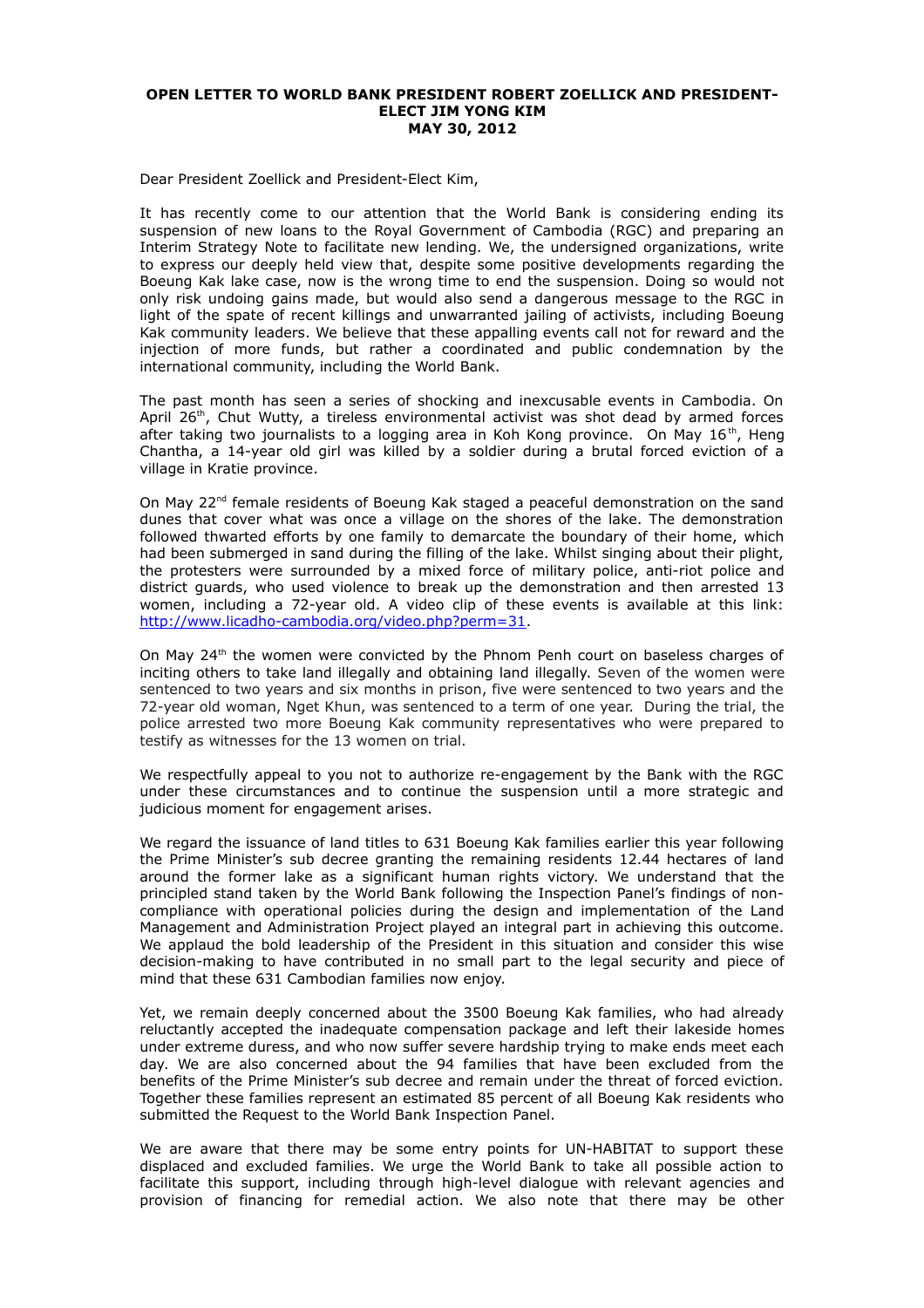**OPEN LETTER TO WORLD BANK PRESIDENT ROBERT ZOELLICK AND PRESIDENT-ELECT JIM YONG KIM**
**MAY 30, 2012**

Dear President Zoellick and President-Elect Kim,

It has recently come to our attention that the World Bank is considering ending its suspension of new loans to the Royal Government of Cambodia (RGC) and preparing an Interim Strategy Note to facilitate new lending. We, the undersigned organizations, write to express our deeply held view that, despite some positive developments regarding the Boeung Kak lake case, now is the wrong time to end the suspension. Doing so would not only risk undoing gains made, but would also send a dangerous message to the RGC in light of the spate of recent killings and unwarranted jailing of activists, including Boeung Kak community leaders. We believe that these appalling events call not for reward and the injection of more funds, but rather a coordinated and public condemnation by the international community, including the World Bank.

The past month has seen a series of shocking and inexcusable events in Cambodia. On April 26th, Chut Wutty, a tireless environmental activist was shot dead by armed forces after taking two journalists to a logging area in Koh Kong province. On May 16th, Heng Chantha, a 14-year old girl was killed by a soldier during a brutal forced eviction of a village in Kratie province.

On May 22nd female residents of Boeung Kak staged a peaceful demonstration on the sand dunes that cover what was once a village on the shores of the lake. The demonstration followed thwarted efforts by one family to demarcate the boundary of their home, which had been submerged in sand during the filling of the lake. Whilst singing about their plight, the protesters were surrounded by a mixed force of military police, anti-riot police and district guards, who used violence to break up the demonstration and then arrested 13 women, including a 72-year old. A video clip of these events is available at this link: [http://www.licadho-cambodia.org/video.php?perm=31](http://www.licadho-cambodia.org/video.php?perm=31).

On May 24th the women were convicted by the Phnom Penh court on baseless charges of inciting others to take land illegally and obtaining land illegally. Seven of the women were sentenced to two years and six months in prison, five were sentenced to two years and the 72-year old woman, Nget Khun, was sentenced to a term of one year. During the trial, the police arrested two more Boeung Kak community representatives who were prepared to testify as witnesses for the 13 women on trial.

We respectfully appeal to you not to authorize re-engagement by the Bank with the RGC under these circumstances and to continue the suspension until a more strategic and judicious moment for engagement arises.

We regard the issuance of land titles to 631 Boeung Kak families earlier this year following the Prime Minister's sub decree granting the remaining residents 12.44 hectares of land around the former lake as a significant human rights victory. We understand that the principled stand taken by the World Bank following the Inspection Panel's findings of non-compliance with operational policies during the design and implementation of the Land Management and Administration Project played an integral part in achieving this outcome. We applaud the bold leadership of the President in this situation and consider this wise decision-making to have contributed in no small part to the legal security and piece of mind that these 631 Cambodian families now enjoy.

Yet, we remain deeply concerned about the 3500 Boeung Kak families, who had already reluctantly accepted the inadequate compensation package and left their lakeside homes under extreme duress, and who now suffer severe hardship trying to make ends meet each day. We are also concerned about the 94 families that have been excluded from the benefits of the Prime Minister's sub decree and remain under the threat of forced eviction. Together these families represent an estimated 85 percent of all Boeung Kak residents who submitted the Request to the World Bank Inspection Panel.

We are aware that there may be some entry points for UN-HABITAT to support these displaced and excluded families. We urge the World Bank to take all possible action to facilitate this support, including through high-level dialogue with relevant agencies and provision of financing for remedial action. We also note that there may be other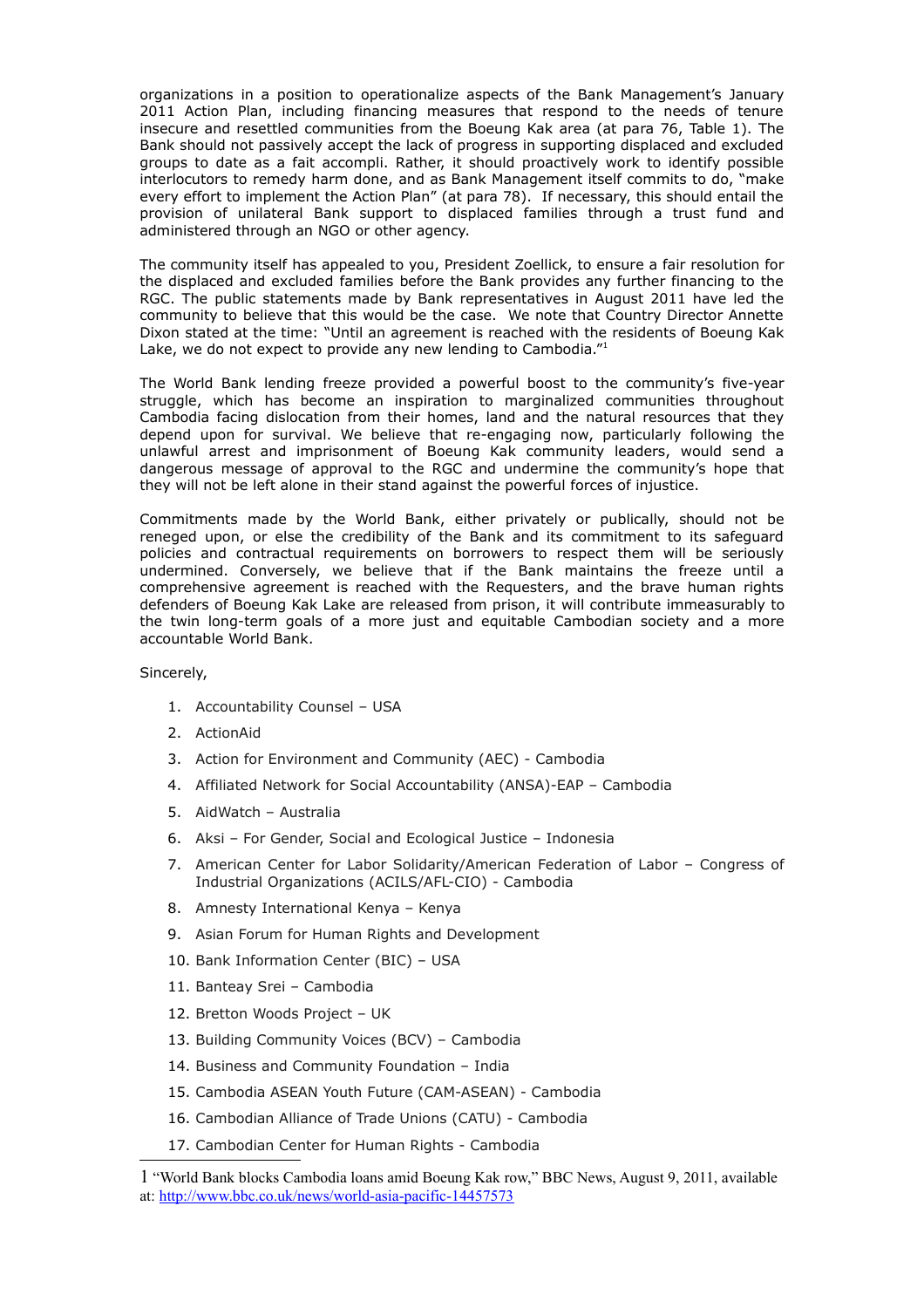organizations in a position to operationalize aspects of the Bank Management's January 2011 Action Plan, including financing measures that respond to the needs of tenure insecure and resettled communities from the Boeung Kak area (at para 76, Table 1). The Bank should not passively accept the lack of progress in supporting displaced and excluded groups to date as a fait accompli. Rather, it should proactively work to identify possible interlocutors to remedy harm done, and as Bank Management itself commits to do, "make every effort to implement the Action Plan" (at para 78). If necessary, this should entail the provision of unilateral Bank support to displaced families through a trust fund and administered through an NGO or other agency.

The community itself has appealed to you, President Zoellick, to ensure a fair resolution for the displaced and excluded families before the Bank provides any further financing to the RGC. The public statements made by Bank representatives in August 2011 have led the community to believe that this would be the case. We note that Country Director Annette Dixon stated at the time: "Until an agreement is reached with the residents of Boeung Kak Lake, we do not expect to provide any new lending to Cambodia."[1]

The World Bank lending freeze provided a powerful boost to the community's five-year struggle, which has become an inspiration to marginalized communities throughout Cambodia facing dislocation from their homes, land and the natural resources that they depend upon for survival. We believe that re-engaging now, particularly following the unlawful arrest and imprisonment of Boeung Kak community leaders, would send a dangerous message of approval to the RGC and undermine the community's hope that they will not be left alone in their stand against the powerful forces of injustice.

Commitments made by the World Bank, either privately or publically, should not be reneged upon, or else the credibility of the Bank and its commitment to its safeguard policies and contractual requirements on borrowers to respect them will be seriously undermined. Conversely, we believe that if the Bank maintains the freeze until a comprehensive agreement is reached with the Requesters, and the brave human rights defenders of Boeung Kak Lake are released from prison, it will contribute immeasurably to the twin long-term goals of a more just and equitable Cambodian society and a more accountable World Bank.

Sincerely,

1. Accountability Counsel – USA
2. ActionAid
3. Action for Environment and Community (AEC) - Cambodia
4. Affiliated Network for Social Accountability (ANSA)-EAP – Cambodia
5. AidWatch – Australia
6. Aksi – For Gender, Social and Ecological Justice – Indonesia
7. American Center for Labor Solidarity/American Federation of Labor – Congress of Industrial Organizations (ACILS/AFL-CIO) - Cambodia
8. Amnesty International Kenya – Kenya
9. Asian Forum for Human Rights and Development
10. Bank Information Center (BIC) – USA
11. Banteay Srei – Cambodia
12. Bretton Woods Project – UK
13. Building Community Voices (BCV) – Cambodia
14. Business and Community Foundation – India
15. Cambodia ASEAN Youth Future (CAM-ASEAN) - Cambodia
16. Cambodian Alliance of Trade Unions (CATU) - Cambodia
17. Cambodian Center for Human Rights - Cambodia

[1] "World Bank blocks Cambodia loans amid Boeung Kak row," BBC News, August 9, 2011, available at: http://www.bbc.co.uk/news/world-asia-pacific-14457573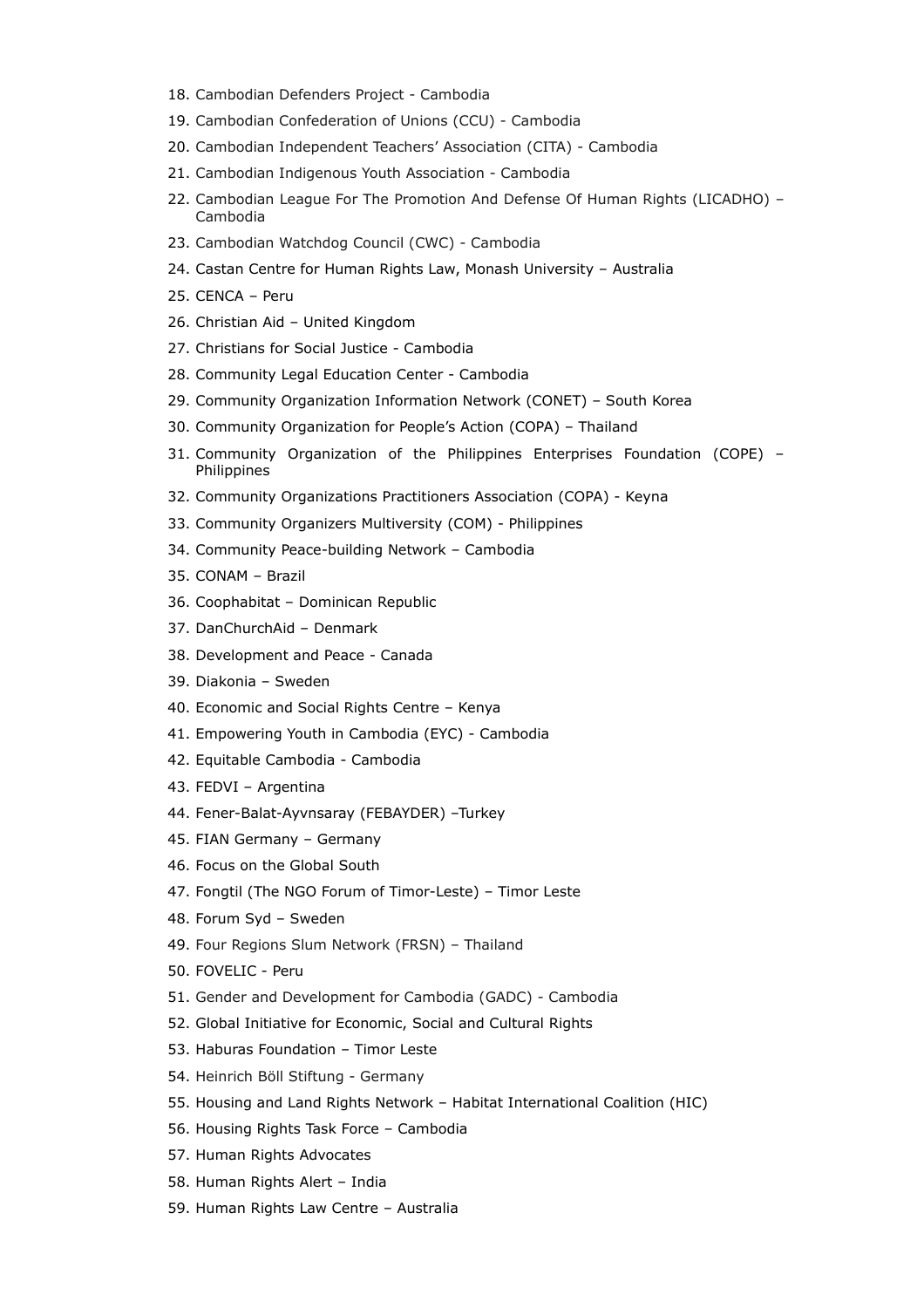18. Cambodian Defenders Project - Cambodia
19. Cambodian Confederation of Unions (CCU) - Cambodia
20. Cambodian Independent Teachers' Association (CITA) - Cambodia
21. Cambodian Indigenous Youth Association - Cambodia
22. Cambodian League For The Promotion And Defense Of Human Rights (LICADHO) – Cambodia
23. Cambodian Watchdog Council (CWC) - Cambodia
24. Castan Centre for Human Rights Law, Monash University – Australia
25. CENCA – Peru
26. Christian Aid – United Kingdom
27. Christians for Social Justice - Cambodia
28. Community Legal Education Center - Cambodia
29. Community Organization Information Network (CONET) – South Korea
30. Community Organization for People's Action (COPA) – Thailand
31. Community Organization of the Philippines Enterprises Foundation (COPE) – Philippines
32. Community Organizations Practitioners Association (COPA) - Keyna
33. Community Organizers Multiversity (COM) - Philippines
34. Community Peace-building Network – Cambodia
35. CONAM – Brazil
36. Coophabitat – Dominican Republic
37. DanChurchAid – Denmark
38. Development and Peace - Canada
39. Diakonia – Sweden
40. Economic and Social Rights Centre – Kenya
41. Empowering Youth in Cambodia (EYC) - Cambodia
42. Equitable Cambodia - Cambodia
43. FEDVI – Argentina
44. Fener-Balat-Ayvnsaray (FEBAYDER) –Turkey
45. FIAN Germany – Germany
46. Focus on the Global South
47. Fongtil (The NGO Forum of Timor-Leste) – Timor Leste
48. Forum Syd – Sweden
49. Four Regions Slum Network (FRSN) – Thailand
50. FOVELIC - Peru
51. Gender and Development for Cambodia (GADC) - Cambodia
52. Global Initiative for Economic, Social and Cultural Rights
53. Haburas Foundation – Timor Leste
54. Heinrich Böll Stiftung - Germany
55. Housing and Land Rights Network – Habitat International Coalition (HIC)
56. Housing Rights Task Force – Cambodia
57. Human Rights Advocates
58. Human Rights Alert – India
59. Human Rights Law Centre – Australia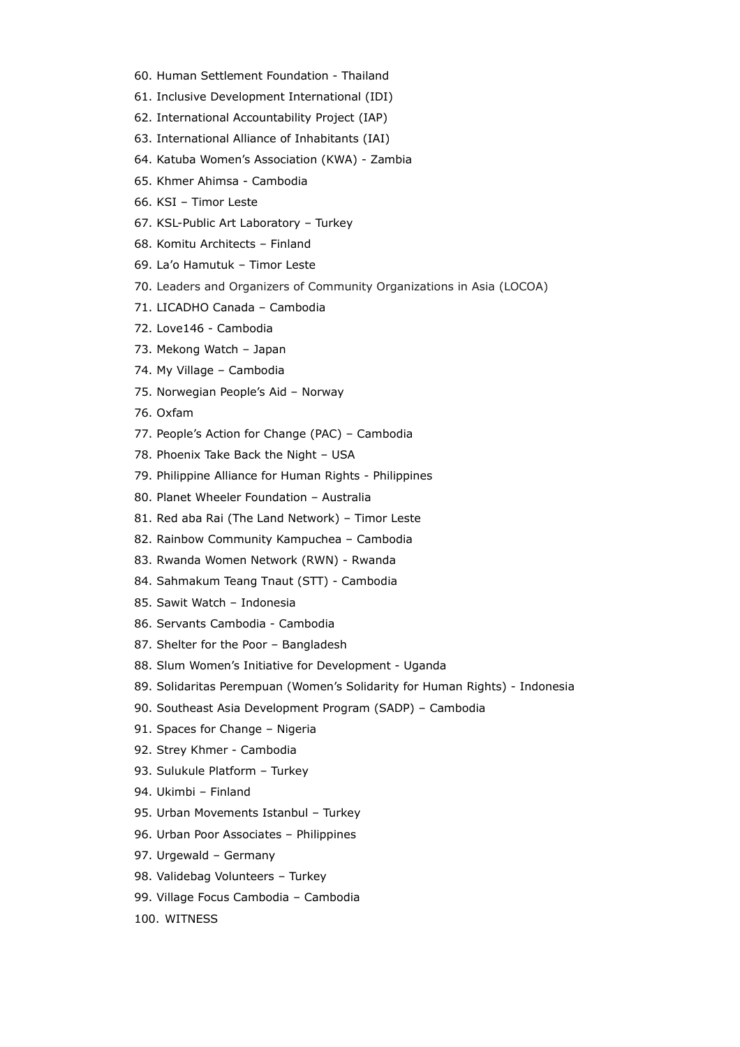60. Human Settlement Foundation - Thailand
61. Inclusive Development International (IDI)
62. International Accountability Project (IAP)
63. International Alliance of Inhabitants (IAI)
64. Katuba Women's Association (KWA) - Zambia
65. Khmer Ahimsa - Cambodia
66. KSI – Timor Leste
67. KSL-Public Art Laboratory – Turkey
68. Komitu Architects – Finland
69. La'o Hamutuk – Timor Leste
70. Leaders and Organizers of Community Organizations in Asia (LOCOA)
71. LICADHO Canada – Cambodia
72. Love146 - Cambodia
73. Mekong Watch – Japan
74. My Village – Cambodia
75. Norwegian People's Aid – Norway
76. Oxfam
77. People's Action for Change (PAC) – Cambodia
78. Phoenix Take Back the Night – USA
79. Philippine Alliance for Human Rights - Philippines
80. Planet Wheeler Foundation – Australia
81. Red aba Rai (The Land Network) – Timor Leste
82. Rainbow Community Kampuchea – Cambodia
83. Rwanda Women Network (RWN) - Rwanda
84. Sahmakum Teang Tnaut (STT) - Cambodia
85. Sawit Watch – Indonesia
86. Servants Cambodia - Cambodia
87. Shelter for the Poor – Bangladesh
88. Slum Women's Initiative for Development - Uganda
89. Solidaritas Perempuan (Women's Solidarity for Human Rights) - Indonesia
90. Southeast Asia Development Program (SADP) – Cambodia
91. Spaces for Change – Nigeria
92. Strey Khmer - Cambodia
93. Sulukule Platform – Turkey
94. Ukimbi – Finland
95. Urban Movements Istanbul – Turkey
96. Urban Poor Associates – Philippines
97. Urgewald – Germany
98. Validebag Volunteers – Turkey
99. Village Focus Cambodia – Cambodia
100. WITNESS